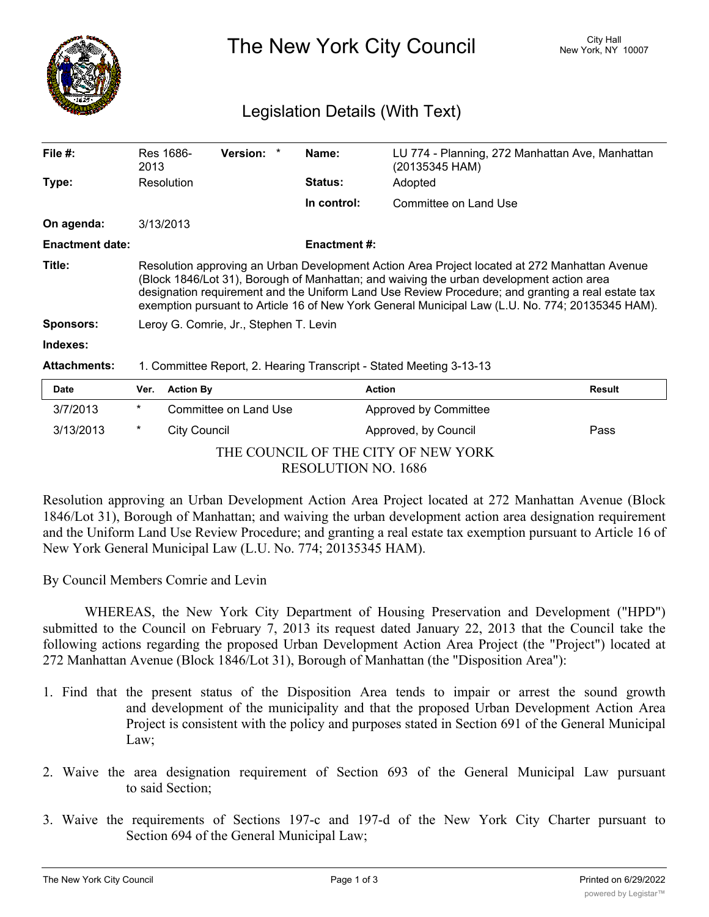# The New York City Council

City Hall
New York, NY 10007

## Legislation Details (With Text)

| | | | |
|---|---|---|---|
| **File #:** | Res 1686-2013 **Version:** * | **Name:** | LU 774 - Planning, 272 Manhattan Ave, Manhattan (20135345 HAM) |
| **Type:** | Resolution | **Status:** | Adopted |
| | | **In control:** | Committee on Land Use |
| **On agenda:** | 3/13/2013 | | |
| **Enactment date:** | | **Enactment #:** | |

**Title:** Resolution approving an Urban Development Action Area Project located at 272 Manhattan Avenue (Block 1846/Lot 31), Borough of Manhattan; and waiving the urban development action area designation requirement and the Uniform Land Use Review Procedure; and granting a real estate tax exemption pursuant to Article 16 of New York General Municipal Law (L.U. No. 774; 20135345 HAM).

**Sponsors:** Leroy G. Comrie, Jr., Stephen T. Levin

**Indexes:**

**Attachments:** 1. Committee Report, 2. Hearing Transcript - Stated Meeting 3-13-13

| Date | Ver. | Action By | Action | Result |
|---|---|---|---|---|
| 3/7/2013 | * | Committee on Land Use | Approved by Committee | |
| 3/13/2013 | * | City Council | Approved, by Council | Pass |

THE COUNCIL OF THE CITY OF NEW YORK
RESOLUTION NO. 1686

Resolution approving an Urban Development Action Area Project located at 272 Manhattan Avenue (Block 1846/Lot 31), Borough of Manhattan; and waiving the urban development action area designation requirement and the Uniform Land Use Review Procedure; and granting a real estate tax exemption pursuant to Article 16 of New York General Municipal Law (L.U. No. 774; 20135345 HAM).

By Council Members Comrie and Levin

WHEREAS, the New York City Department of Housing Preservation and Development ("HPD") submitted to the Council on February 7, 2013 its request dated January 22, 2013 that the Council take the following actions regarding the proposed Urban Development Action Area Project (the "Project") located at 272 Manhattan Avenue (Block 1846/Lot 31), Borough of Manhattan (the "Disposition Area"):

1. Find that the present status of the Disposition Area tends to impair or arrest the sound growth and development of the municipality and that the proposed Urban Development Action Area Project is consistent with the policy and purposes stated in Section 691 of the General Municipal Law;

2. Waive the area designation requirement of Section 693 of the General Municipal Law pursuant to said Section;

3. Waive the requirements of Sections 197-c and 197-d of the New York City Charter pursuant to Section 694 of the General Municipal Law;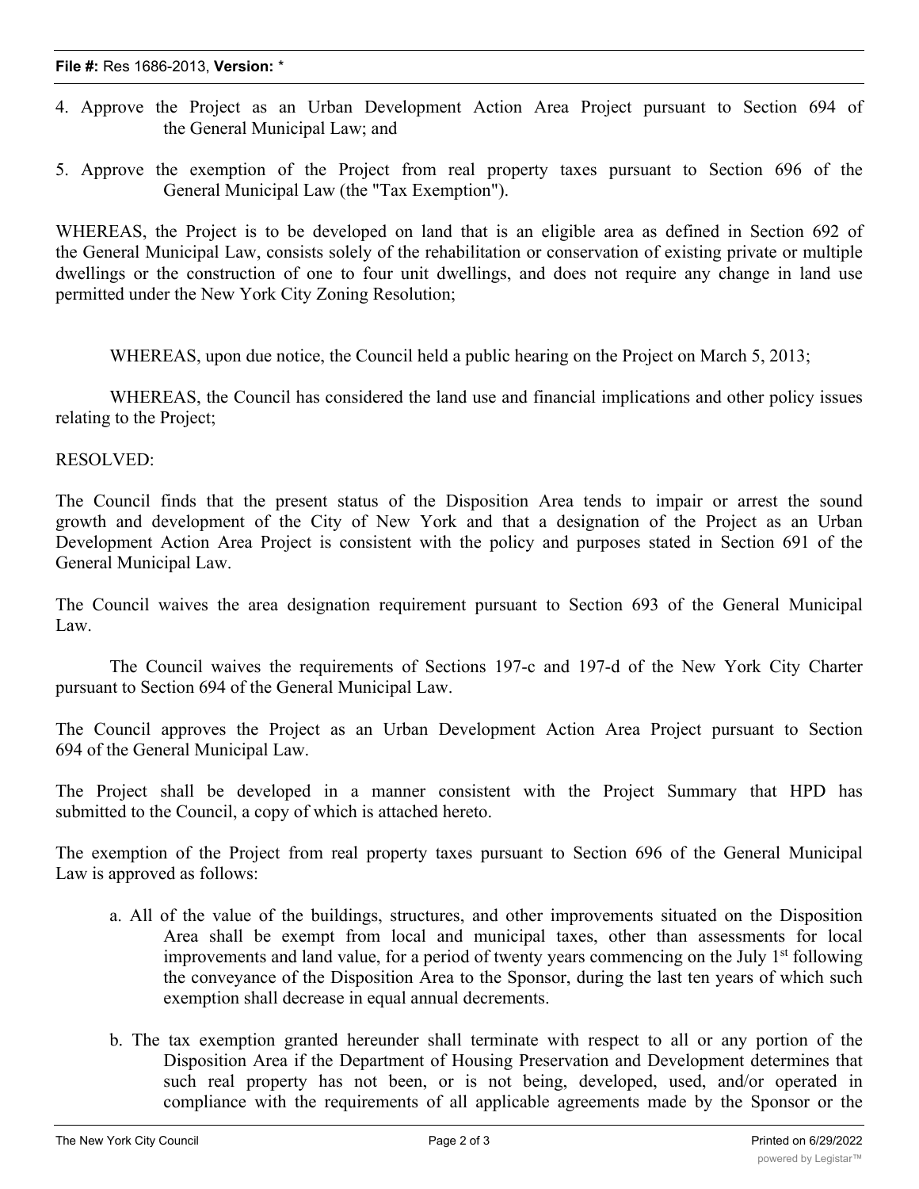4. Approve the Project as an Urban Development Action Area Project pursuant to Section 694 of the General Municipal Law; and

5. Approve the exemption of the Project from real property taxes pursuant to Section 696 of the General Municipal Law (the "Tax Exemption").

WHEREAS, the Project is to be developed on land that is an eligible area as defined in Section 692 of the General Municipal Law, consists solely of the rehabilitation or conservation of existing private or multiple dwellings or the construction of one to four unit dwellings, and does not require any change in land use permitted under the New York City Zoning Resolution;

WHEREAS, upon due notice, the Council held a public hearing on the Project on March 5, 2013;

WHEREAS, the Council has considered the land use and financial implications and other policy issues relating to the Project;

RESOLVED:

The Council finds that the present status of the Disposition Area tends to impair or arrest the sound growth and development of the City of New York and that a designation of the Project as an Urban Development Action Area Project is consistent with the policy and purposes stated in Section 691 of the General Municipal Law.

The Council waives the area designation requirement pursuant to Section 693 of the General Municipal Law.

The Council waives the requirements of Sections 197-c and 197-d of the New York City Charter pursuant to Section 694 of the General Municipal Law.

The Council approves the Project as an Urban Development Action Area Project pursuant to Section 694 of the General Municipal Law.

The Project shall be developed in a manner consistent with the Project Summary that HPD has submitted to the Council, a copy of which is attached hereto.

The exemption of the Project from real property taxes pursuant to Section 696 of the General Municipal Law is approved as follows:

a. All of the value of the buildings, structures, and other improvements situated on the Disposition Area shall be exempt from local and municipal taxes, other than assessments for local improvements and land value, for a period of twenty years commencing on the July 1st following the conveyance of the Disposition Area to the Sponsor, during the last ten years of which such exemption shall decrease in equal annual decrements.

b. The tax exemption granted hereunder shall terminate with respect to all or any portion of the Disposition Area if the Department of Housing Preservation and Development determines that such real property has not been, or is not being, developed, used, and/or operated in compliance with the requirements of all applicable agreements made by the Sponsor or the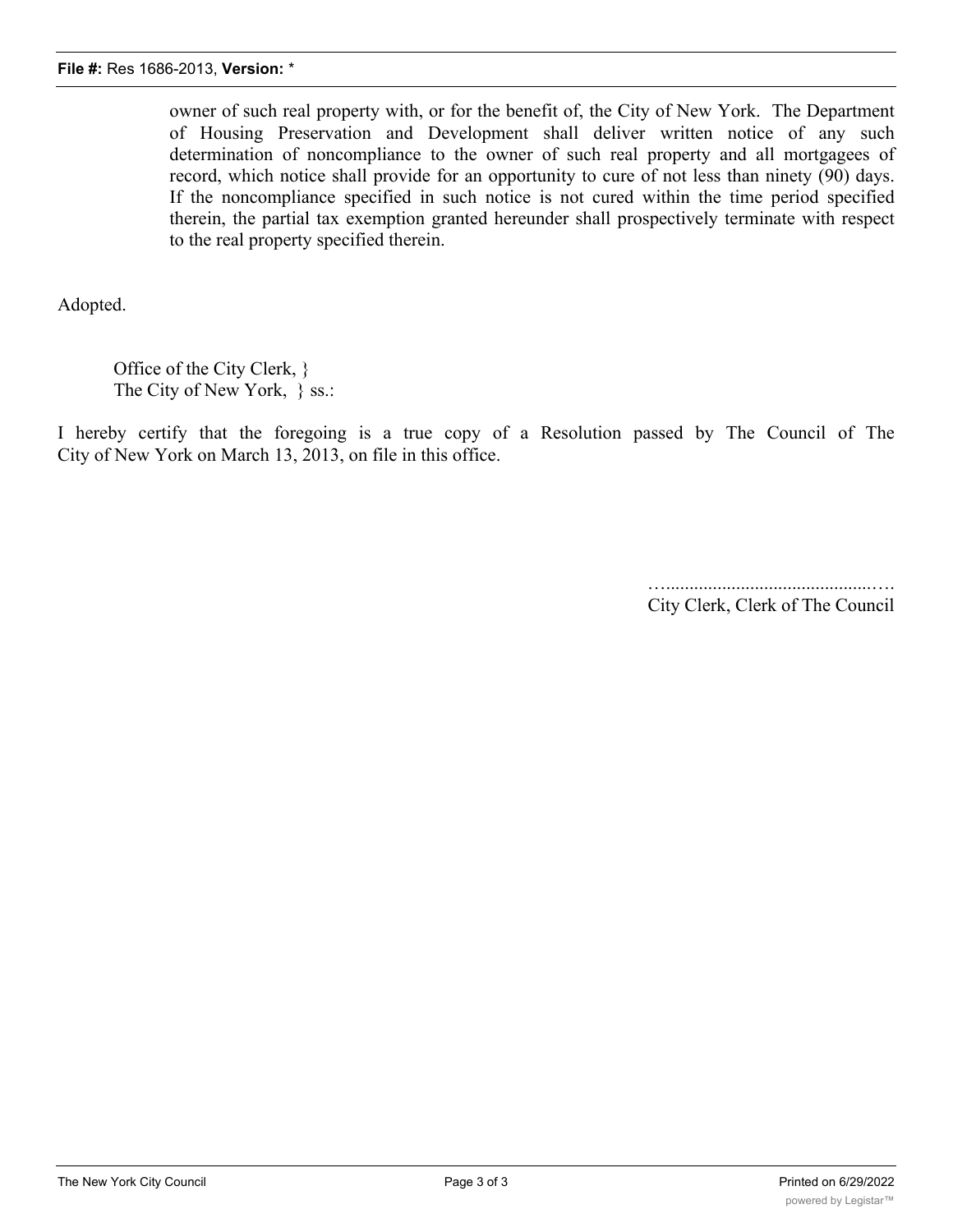owner of such real property with, or for the benefit of, the City of New York. The Department of Housing Preservation and Development shall deliver written notice of any such determination of noncompliance to the owner of such real property and all mortgagees of record, which notice shall provide for an opportunity to cure of not less than ninety (90) days. If the noncompliance specified in such notice is not cured within the time period specified therein, the partial tax exemption granted hereunder shall prospectively terminate with respect to the real property specified therein.

Adopted.

Office of the City Clerk, }
The City of New York, } ss.:

I hereby certify that the foregoing is a true copy of a Resolution passed by The Council of The City of New York on March 13, 2013, on file in this office.

…..........................................….
City Clerk, Clerk of The Council